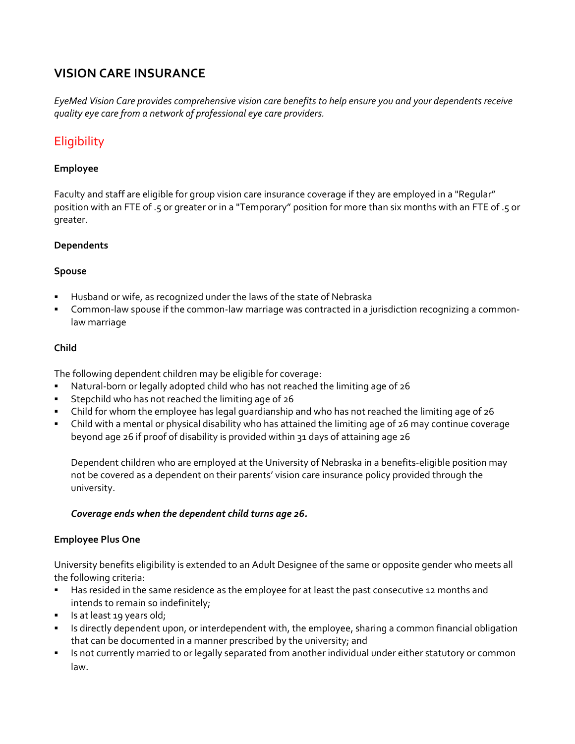# VISION CARE INSURANCE

*EyeMed Vision Care provides comprehensive vision care benefits to help ensure you and your dependents receive quality eye care from a network of professional eye care providers.*

## Eligibility

**Employee**

Faculty and staff are eligible for group vision care insurance coverage if they are employed in a "Regular" position with an FTE of .5 or greater or in a "Temporary" position for more than six months with an FTE of .5 or greater.

**Dependents**

**Spouse**

- Husband or wife, as recognized under the laws of the state of Nebraska
- Common-law spouse if the common-law marriage was contracted in a jurisdiction recognizing a common-law marriage

**Child**

The following dependent children may be eligible for coverage:

- Natural-born or legally adopted child who has not reached the limiting age of 26
- Stepchild who has not reached the limiting age of 26
- Child for whom the employee has legal guardianship and who has not reached the limiting age of 26
- Child with a mental or physical disability who has attained the limiting age of 26 may continue coverage beyond age 26 if proof of disability is provided within 31 days of attaining age 26

  Dependent children who are employed at the University of Nebraska in a benefits-eligible position may not be covered as a dependent on their parents' vision care insurance policy provided through the university.

  ***Coverage ends when the dependent child turns age 26.***

**Employee Plus One**

University benefits eligibility is extended to an Adult Designee of the same or opposite gender who meets all the following criteria:

- Has resided in the same residence as the employee for at least the past consecutive 12 months and intends to remain so indefinitely;
- Is at least 19 years old;
- Is directly dependent upon, or interdependent with, the employee, sharing a common financial obligation that can be documented in a manner prescribed by the university; and
- Is not currently married to or legally separated from another individual under either statutory or common law.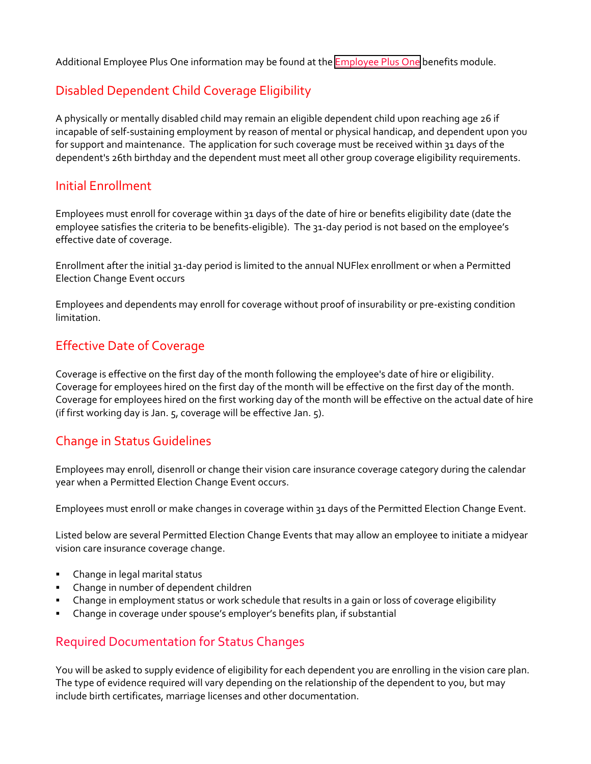Additional Employee Plus One information may be found at the Employee Plus One benefits module.

## Disabled Dependent Child Coverage Eligibility

A physically or mentally disabled child may remain an eligible dependent child upon reaching age 26 if incapable of self-sustaining employment by reason of mental or physical handicap, and dependent upon you for support and maintenance. The application for such coverage must be received within 31 days of the dependent's 26th birthday and the dependent must meet all other group coverage eligibility requirements.

## Initial Enrollment

Employees must enroll for coverage within 31 days of the date of hire or benefits eligibility date (date the employee satisfies the criteria to be benefits-eligible). The 31-day period is not based on the employee's effective date of coverage.

Enrollment after the initial 31-day period is limited to the annual NUFlex enrollment or when a Permitted Election Change Event occurs

Employees and dependents may enroll for coverage without proof of insurability or pre-existing condition limitation.

## Effective Date of Coverage

Coverage is effective on the first day of the month following the employee's date of hire or eligibility. Coverage for employees hired on the first day of the month will be effective on the first day of the month. Coverage for employees hired on the first working day of the month will be effective on the actual date of hire (if first working day is Jan. 5, coverage will be effective Jan. 5).

## Change in Status Guidelines

Employees may enroll, disenroll or change their vision care insurance coverage category during the calendar year when a Permitted Election Change Event occurs.

Employees must enroll or make changes in coverage within 31 days of the Permitted Election Change Event.

Listed below are several Permitted Election Change Events that may allow an employee to initiate a midyear vision care insurance coverage change.

- Change in legal marital status
- Change in number of dependent children
- Change in employment status or work schedule that results in a gain or loss of coverage eligibility
- Change in coverage under spouse's employer's benefits plan, if substantial

## Required Documentation for Status Changes

You will be asked to supply evidence of eligibility for each dependent you are enrolling in the vision care plan. The type of evidence required will vary depending on the relationship of the dependent to you, but may include birth certificates, marriage licenses and other documentation.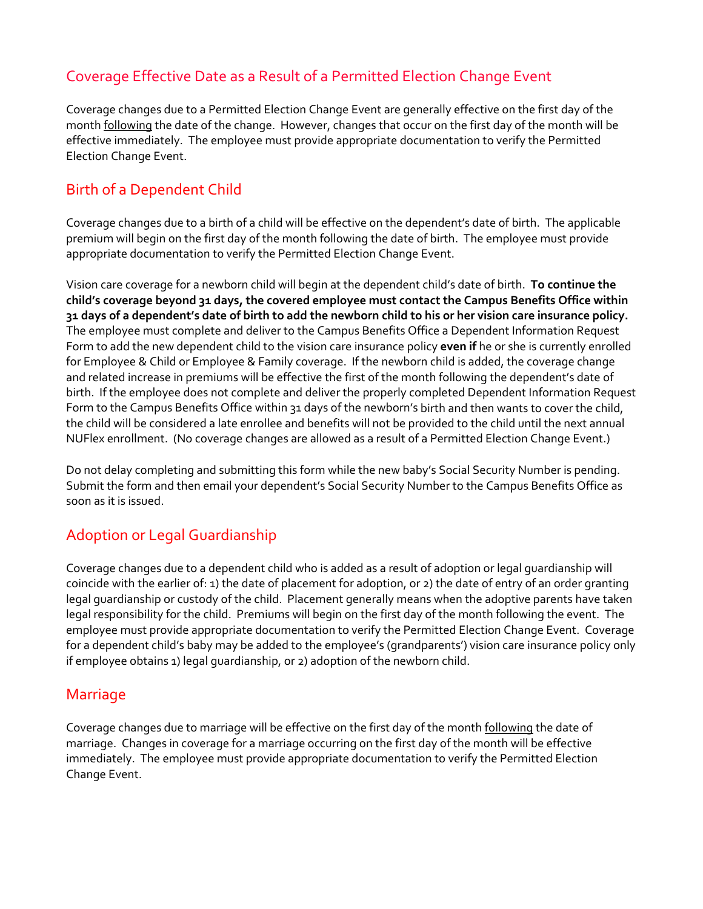## Coverage Effective Date as a Result of a Permitted Election Change Event

Coverage changes due to a Permitted Election Change Event are generally effective on the first day of the month following the date of the change. However, changes that occur on the first day of the month will be effective immediately. The employee must provide appropriate documentation to verify the Permitted Election Change Event.

## Birth of a Dependent Child

Coverage changes due to a birth of a child will be effective on the dependent's date of birth. The applicable premium will begin on the first day of the month following the date of birth. The employee must provide appropriate documentation to verify the Permitted Election Change Event.

Vision care coverage for a newborn child will begin at the dependent child's date of birth. **To continue the child's coverage beyond 31 days, the covered employee must contact the Campus Benefits Office within 31 days of a dependent's date of birth to add the newborn child to his or her vision care insurance policy.** The employee must complete and deliver to the Campus Benefits Office a Dependent Information Request Form to add the new dependent child to the vision care insurance policy **even if** he or she is currently enrolled for Employee & Child or Employee & Family coverage. If the newborn child is added, the coverage change and related increase in premiums will be effective the first of the month following the dependent's date of birth. If the employee does not complete and deliver the properly completed Dependent Information Request Form to the Campus Benefits Office within 31 days of the newborn's birth and then wants to cover the child, the child will be considered a late enrollee and benefits will not be provided to the child until the next annual NUFlex enrollment. (No coverage changes are allowed as a result of a Permitted Election Change Event.)

Do not delay completing and submitting this form while the new baby's Social Security Number is pending. Submit the form and then email your dependent's Social Security Number to the Campus Benefits Office as soon as it is issued.

## Adoption or Legal Guardianship

Coverage changes due to a dependent child who is added as a result of adoption or legal guardianship will coincide with the earlier of: 1) the date of placement for adoption, or 2) the date of entry of an order granting legal guardianship or custody of the child. Placement generally means when the adoptive parents have taken legal responsibility for the child. Premiums will begin on the first day of the month following the event. The employee must provide appropriate documentation to verify the Permitted Election Change Event. Coverage for a dependent child's baby may be added to the employee's (grandparents') vision care insurance policy only if employee obtains 1) legal guardianship, or 2) adoption of the newborn child.

## Marriage

Coverage changes due to marriage will be effective on the first day of the month following the date of marriage. Changes in coverage for a marriage occurring on the first day of the month will be effective immediately. The employee must provide appropriate documentation to verify the Permitted Election Change Event.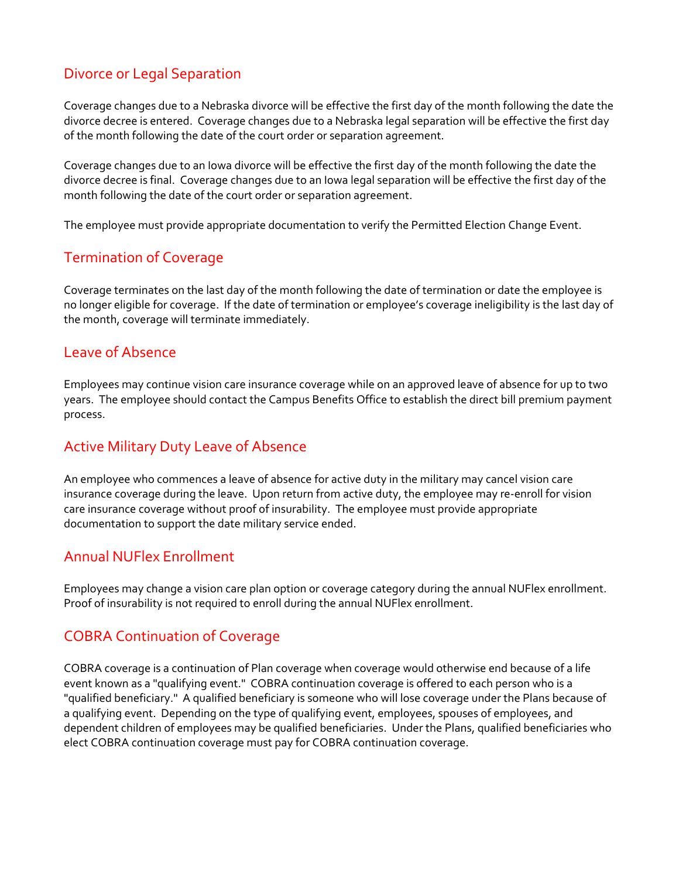## Divorce or Legal Separation

Coverage changes due to a Nebraska divorce will be effective the first day of the month following the date the divorce decree is entered. Coverage changes due to a Nebraska legal separation will be effective the first day of the month following the date of the court order or separation agreement.

Coverage changes due to an Iowa divorce will be effective the first day of the month following the date the divorce decree is final. Coverage changes due to an Iowa legal separation will be effective the first day of the month following the date of the court order or separation agreement.

The employee must provide appropriate documentation to verify the Permitted Election Change Event.

## Termination of Coverage

Coverage terminates on the last day of the month following the date of termination or date the employee is no longer eligible for coverage. If the date of termination or employee's coverage ineligibility is the last day of the month, coverage will terminate immediately.

## Leave of Absence

Employees may continue vision care insurance coverage while on an approved leave of absence for up to two years. The employee should contact the Campus Benefits Office to establish the direct bill premium payment process.

## Active Military Duty Leave of Absence

An employee who commences a leave of absence for active duty in the military may cancel vision care insurance coverage during the leave. Upon return from active duty, the employee may re-enroll for vision care insurance coverage without proof of insurability. The employee must provide appropriate documentation to support the date military service ended.

## Annual NUFlex Enrollment

Employees may change a vision care plan option or coverage category during the annual NUFlex enrollment. Proof of insurability is not required to enroll during the annual NUFlex enrollment.

## COBRA Continuation of Coverage

COBRA coverage is a continuation of Plan coverage when coverage would otherwise end because of a life event known as a "qualifying event." COBRA continuation coverage is offered to each person who is a "qualified beneficiary." A qualified beneficiary is someone who will lose coverage under the Plans because of a qualifying event. Depending on the type of qualifying event, employees, spouses of employees, and dependent children of employees may be qualified beneficiaries. Under the Plans, qualified beneficiaries who elect COBRA continuation coverage must pay for COBRA continuation coverage.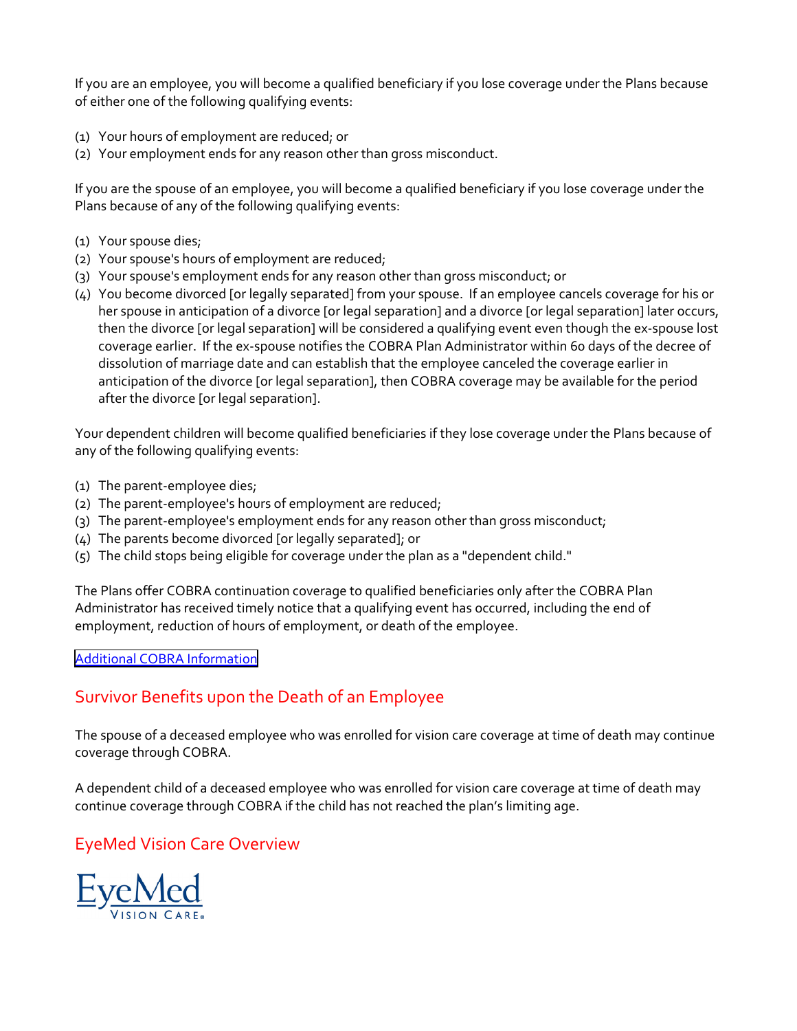If you are an employee, you will become a qualified beneficiary if you lose coverage under the Plans because of either one of the following qualifying events:

(1) Your hours of employment are reduced; or
(2) Your employment ends for any reason other than gross misconduct.

If you are the spouse of an employee, you will become a qualified beneficiary if you lose coverage under the Plans because of any of the following qualifying events:

(1) Your spouse dies;
(2) Your spouse's hours of employment are reduced;
(3) Your spouse's employment ends for any reason other than gross misconduct; or
(4) You become divorced [or legally separated] from your spouse. If an employee cancels coverage for his or her spouse in anticipation of a divorce [or legal separation] and a divorce [or legal separation] later occurs, then the divorce [or legal separation] will be considered a qualifying event even though the ex-spouse lost coverage earlier. If the ex-spouse notifies the COBRA Plan Administrator within 60 days of the decree of dissolution of marriage date and can establish that the employee canceled the coverage earlier in anticipation of the divorce [or legal separation], then COBRA coverage may be available for the period after the divorce [or legal separation].

Your dependent children will become qualified beneficiaries if they lose coverage under the Plans because of any of the following qualifying events:

(1) The parent-employee dies;
(2) The parent-employee's hours of employment are reduced;
(3) The parent-employee's employment ends for any reason other than gross misconduct;
(4) The parents become divorced [or legally separated]; or
(5) The child stops being eligible for coverage under the plan as a "dependent child."

The Plans offer COBRA continuation coverage to qualified beneficiaries only after the COBRA Plan Administrator has received timely notice that a qualifying event has occurred, including the end of employment, reduction of hours of employment, or death of the employee.

Additional COBRA Information

## Survivor Benefits upon the Death of an Employee

The spouse of a deceased employee who was enrolled for vision care coverage at time of death may continue coverage through COBRA.

A dependent child of a deceased employee who was enrolled for vision care coverage at time of death may continue coverage through COBRA if the child has not reached the plan's limiting age.

## EyeMed Vision Care Overview

EyeMed VISION CARE®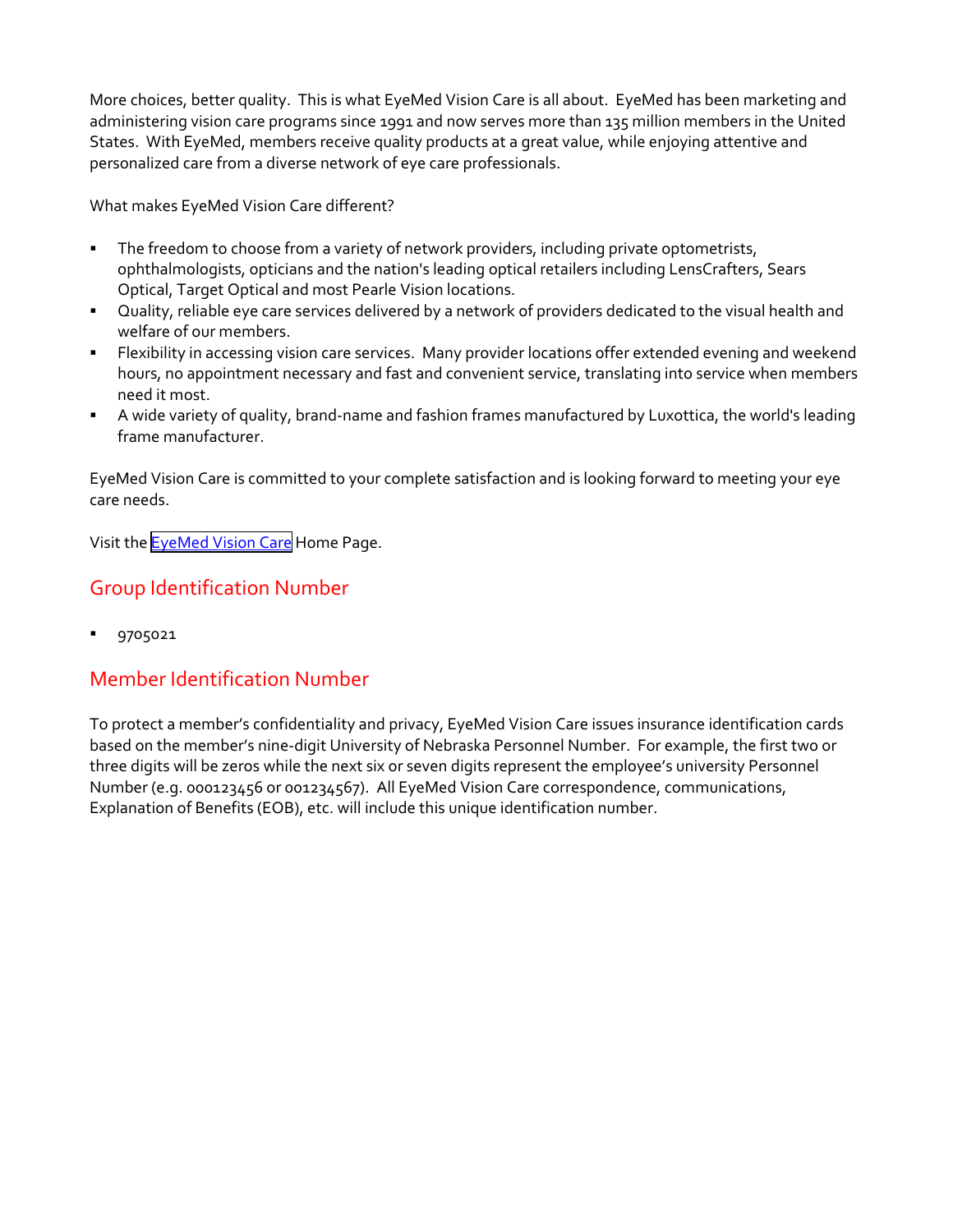More choices, better quality. This is what EyeMed Vision Care is all about. EyeMed has been marketing and administering vision care programs since 1991 and now serves more than 135 million members in the United States. With EyeMed, members receive quality products at a great value, while enjoying attentive and personalized care from a diverse network of eye care professionals.

What makes EyeMed Vision Care different?

- The freedom to choose from a variety of network providers, including private optometrists, ophthalmologists, opticians and the nation's leading optical retailers including LensCrafters, Sears Optical, Target Optical and most Pearle Vision locations.
- Quality, reliable eye care services delivered by a network of providers dedicated to the visual health and welfare of our members.
- Flexibility in accessing vision care services. Many provider locations offer extended evening and weekend hours, no appointment necessary and fast and convenient service, translating into service when members need it most.
- A wide variety of quality, brand-name and fashion frames manufactured by Luxottica, the world's leading frame manufacturer.

EyeMed Vision Care is committed to your complete satisfaction and is looking forward to meeting your eye care needs.

Visit the EyeMed Vision Care Home Page.

## Group Identification Number

- 9705021

## Member Identification Number

To protect a member's confidentiality and privacy, EyeMed Vision Care issues insurance identification cards based on the member's nine-digit University of Nebraska Personnel Number. For example, the first two or three digits will be zeros while the next six or seven digits represent the employee's university Personnel Number (e.g. 000123456 or 001234567). All EyeMed Vision Care correspondence, communications, Explanation of Benefits (EOB), etc. will include this unique identification number.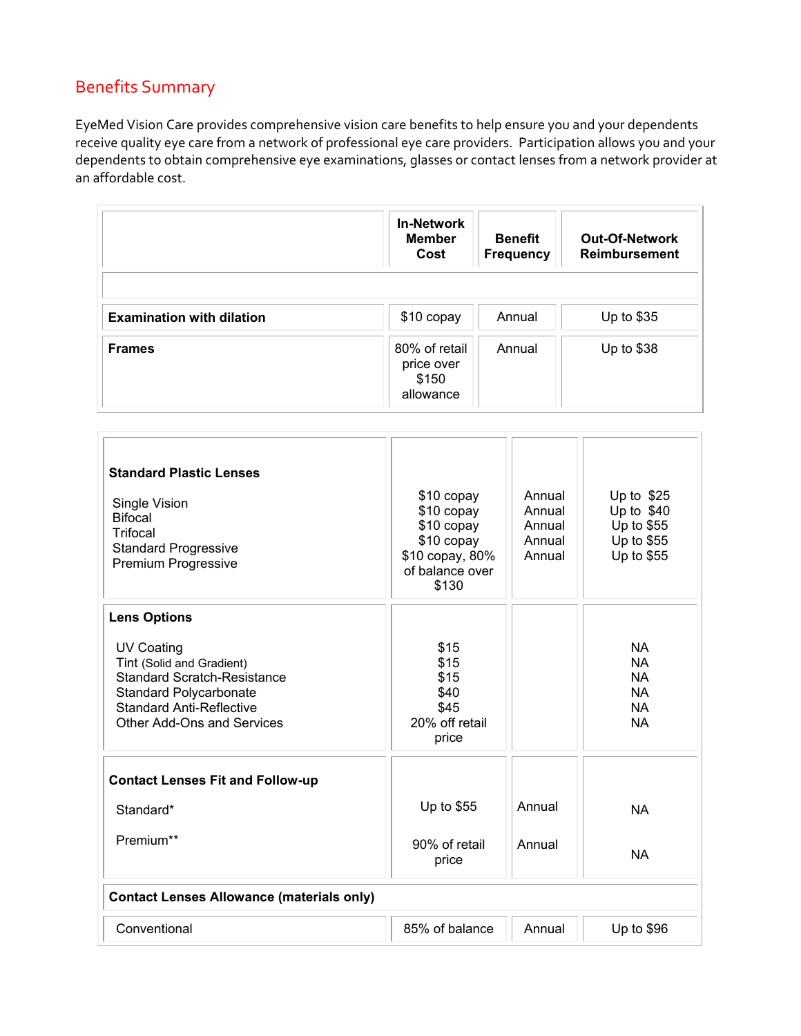## Benefits Summary

EyeMed Vision Care provides comprehensive vision care benefits to help ensure you and your dependents receive quality eye care from a network of professional eye care providers. Participation allows you and your dependents to obtain comprehensive eye examinations, glasses or contact lenses from a network provider at an affordable cost.

| | In-Network Member Cost | Benefit Frequency | Out-Of-Network Reimbursement |
|---|---|---|---|
| | | | |
| **Examination with dilation** | $10 copay | Annual | Up to $35 |
| **Frames** | 80% of retail price over $150 allowance | Annual | Up to $38 |
| **Standard Plastic Lenses** | | | |
| Single Vision | $10 copay | Annual | Up to $25 |
| Bifocal | $10 copay | Annual | Up to $40 |
| Trifocal | $10 copay | Annual | Up to $55 |
| Standard Progressive | $10 copay | Annual | Up to $55 |
| Premium Progressive | $10 copay, 80% of balance over $130 | Annual | Up to $55 |
| **Lens Options** | | | |
| UV Coating | $15 | | NA |
| Tint (Solid and Gradient) | $15 | | NA |
| Standard Scratch-Resistance | $15 | | NA |
| Standard Polycarbonate | $40 | | NA |
| Standard Anti-Reflective | $45 | | NA |
| Other Add-Ons and Services | 20% off retail price | | NA |
| **Contact Lenses Fit and Follow-up** | | | |
| Standard* | Up to $55 | Annual | NA |
| Premium** | 90% of retail price | Annual | NA |
| **Contact Lenses Allowance (materials only)** | | | |
| Conventional | 85% of balance | Annual | Up to $96 |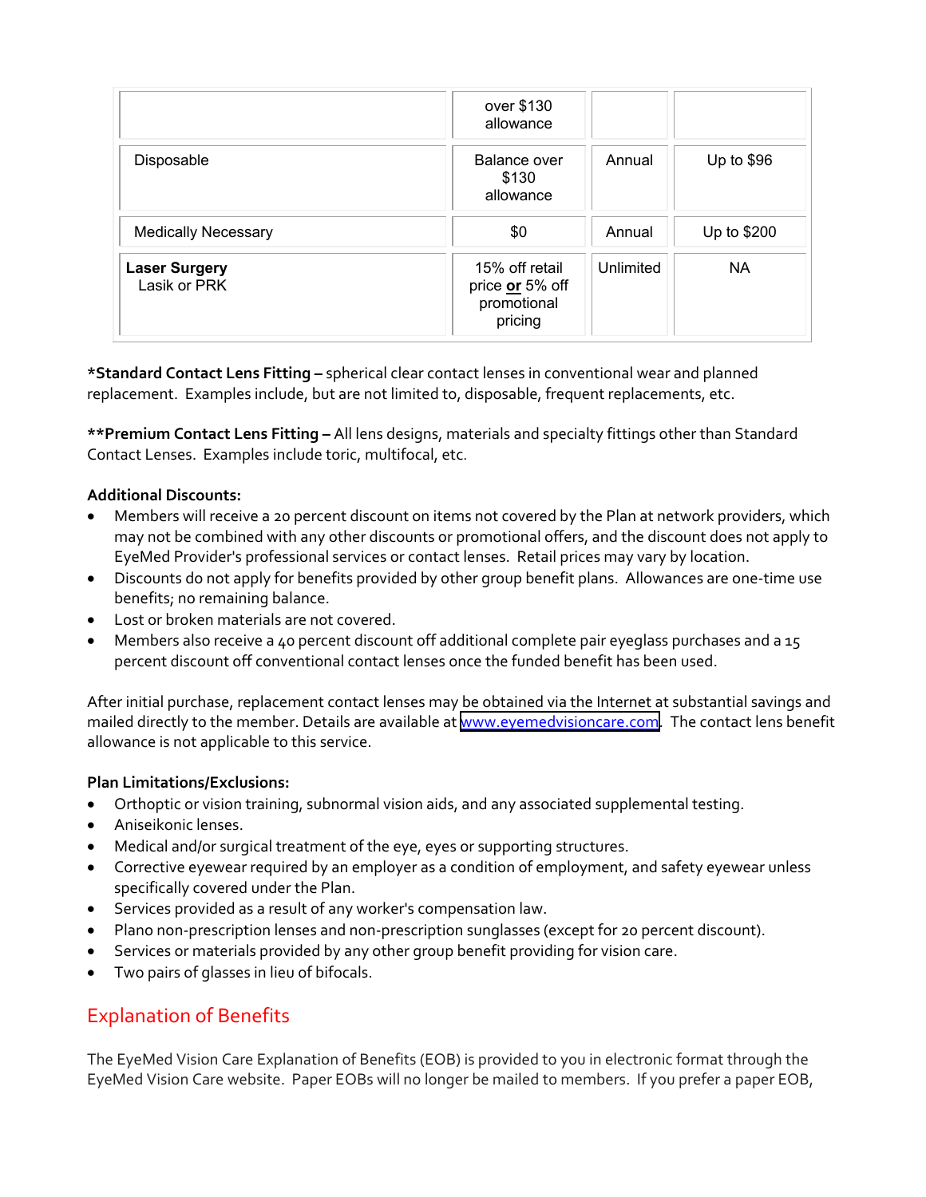| | over $130 allowance | | |
|---|---|---|---|
| Disposable | Balance over $130 allowance | Annual | Up to $96 |
| Medically Necessary | $0 | Annual | Up to $200 |
| **Laser Surgery** Lasik or PRK | 15% off retail price **or** 5% off promotional pricing | Unlimited | NA |

***Standard Contact Lens Fitting –** spherical clear contact lenses in conventional wear and planned replacement. Examples include, but are not limited to, disposable, frequent replacements, etc.

****Premium Contact Lens Fitting –** All lens designs, materials and specialty fittings other than Standard Contact Lenses. Examples include toric, multifocal, etc.

**Additional Discounts:**

- Members will receive a 20 percent discount on items not covered by the Plan at network providers, which may not be combined with any other discounts or promotional offers, and the discount does not apply to EyeMed Provider's professional services or contact lenses. Retail prices may vary by location.
- Discounts do not apply for benefits provided by other group benefit plans. Allowances are one-time use benefits; no remaining balance.
- Lost or broken materials are not covered.
- Members also receive a 40 percent discount off additional complete pair eyeglass purchases and a 15 percent discount off conventional contact lenses once the funded benefit has been used.

After initial purchase, replacement contact lenses may be obtained via the Internet at substantial savings and mailed directly to the member. Details are available at www.eyemedvisioncare.com. The contact lens benefit allowance is not applicable to this service.

**Plan Limitations/Exclusions:**

- Orthoptic or vision training, subnormal vision aids, and any associated supplemental testing.
- Aniseikonic lenses.
- Medical and/or surgical treatment of the eye, eyes or supporting structures.
- Corrective eyewear required by an employer as a condition of employment, and safety eyewear unless specifically covered under the Plan.
- Services provided as a result of any worker's compensation law.
- Plano non-prescription lenses and non-prescription sunglasses (except for 20 percent discount).
- Services or materials provided by any other group benefit providing for vision care.
- Two pairs of glasses in lieu of bifocals.

## Explanation of Benefits

The EyeMed Vision Care Explanation of Benefits (EOB) is provided to you in electronic format through the EyeMed Vision Care website. Paper EOBs will no longer be mailed to members. If you prefer a paper EOB,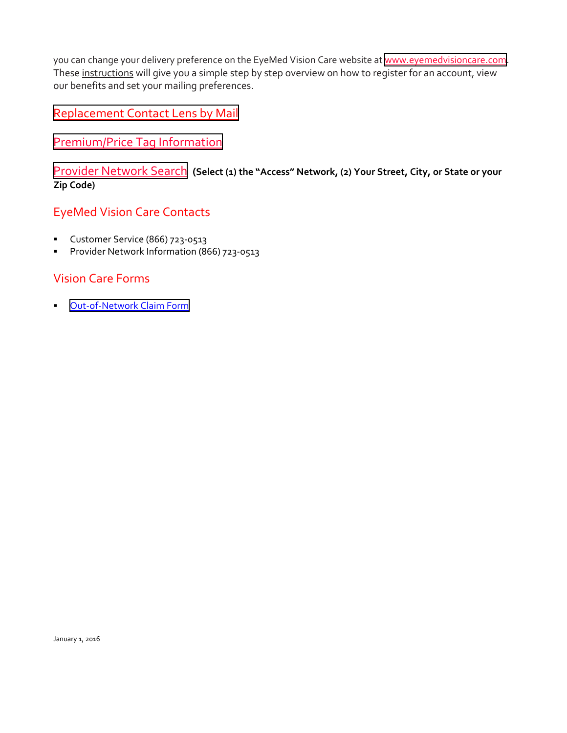you can change your delivery preference on the EyeMed Vision Care website at www.eyemedvisioncare.com. These instructions will give you a simple step by step overview on how to register for an account, view our benefits and set your mailing preferences.

Replacement Contact Lens by Mail

Premium/Price Tag Information

Provider Network Search **(Select (1) the "Access" Network, (2) Your Street, City, or State or your Zip Code)**

## EyeMed Vision Care Contacts

- Customer Service (866) 723-0513
- Provider Network Information (866) 723-0513

## Vision Care Forms

- Out-of-Network Claim Form

January 1, 2016